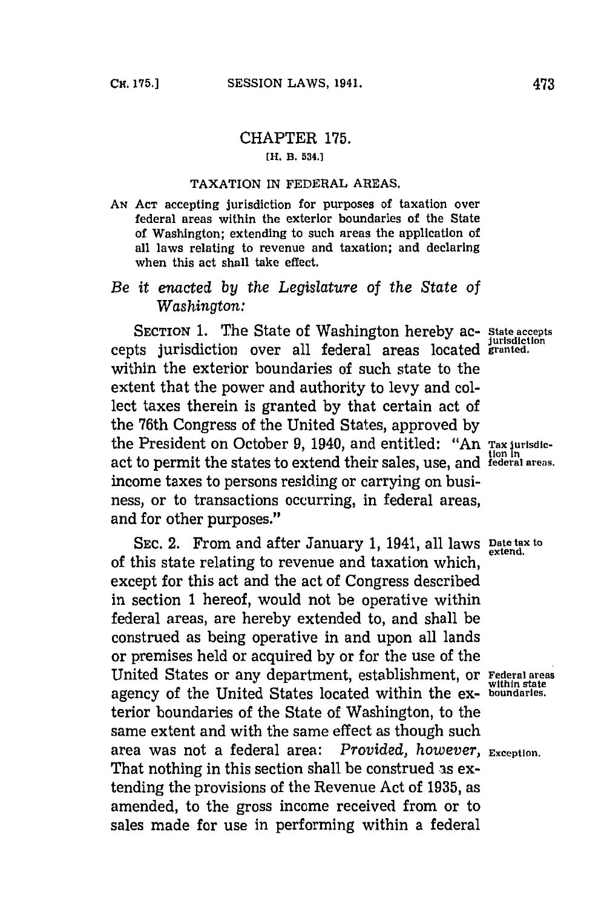# CHAPTER 175.

[H. B. 534.]

## TAXATION IN FEDERAL AREAS.

AN ACT accepting jurisdiction for purposes of taxation over federal areas within the exterior boundaries of the State of Washington; extending to such areas the application of all laws relating to revenue and taxation; and declaring when this act shall take effect.

*Be it enacted by the Legislature of the State of Washington:*

SECTION 1. The State of Washington hereby accepts jurisdiction over all federal areas located within the exterior boundaries of such state to the extent that the power and authority to levy and collect taxes therein is granted by that certain act of the 76th Congress of the United States, approved by the President on October 9, 1940, and entitled: "An act to permit the states to extend their sales, use, and income taxes to persons residing or carrying on business, or to transactions occurring, in federal areas, and for other purposes."

State accepts jurisdiction granted.

Tax jurisdiction in federal areas.

SEC. 2. From and after January 1, 1941, all laws of this state relating to revenue and taxation which, except for this act and the act of Congress described in section 1 hereof, would not be operative within federal areas, are hereby extended to, and shall be construed as being operative in and upon all lands or premises held or acquired by or for the use of the United States or any department, establishment, or agency of the United States located within the exterior boundaries of the State of Washington, to the same extent and with the same effect as though such area was not a federal area: *Provided, however,* That nothing in this section shall be construed as extending the provisions of the Revenue Act of 1935, as amended, to the gross income received from or to sales made for use in performing within a federal

Date tax to extend.

Federal areas within state boundaries.

Exception.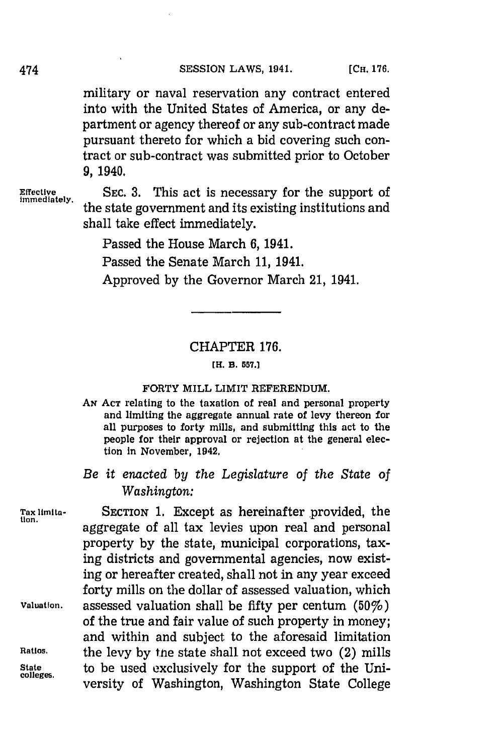military or naval reservation any contract entered into with the United States of America, or any department or agency thereof or any sub-contract made pursuant thereto for which a bid covering such contract or sub-contract was submitted prior to October 9, 1940.

Effective immediately. SEC. 3. This act is necessary for the support of the state government and its existing institutions and shall take effect immediately.

Passed the House March 6, 1941.

Passed the Senate March 11, 1941.

Approved by the Governor March 21, 1941.

---

## CHAPTER 176.

[H. B. 557.]

### FORTY MILL LIMIT REFERENDUM.

AN ACT relating to the taxation of real and personal property and limiting the aggregate annual rate of levy thereon for all purposes to forty mills, and submitting this act to the people for their approval or rejection at the general election in November, 1942.

*Be it enacted by the Legislature of the State of Washington:*

Tax limitation. SECTION 1. Except as hereinafter provided, the aggregate of all tax levies upon real and personal property by the state, municipal corporations, taxing districts and governmental agencies, now existing or hereafter created, shall not in any year exceed forty mills on the dollar of assessed valuation, which Valuation. assessed valuation shall be fifty per centum (50%) of the true and fair value of such property in money; and within and subject to the aforesaid limitation Ratios. the levy by the state shall not exceed two (2) mills State colleges. to be used exclusively for the support of the University of Washington, Washington State College